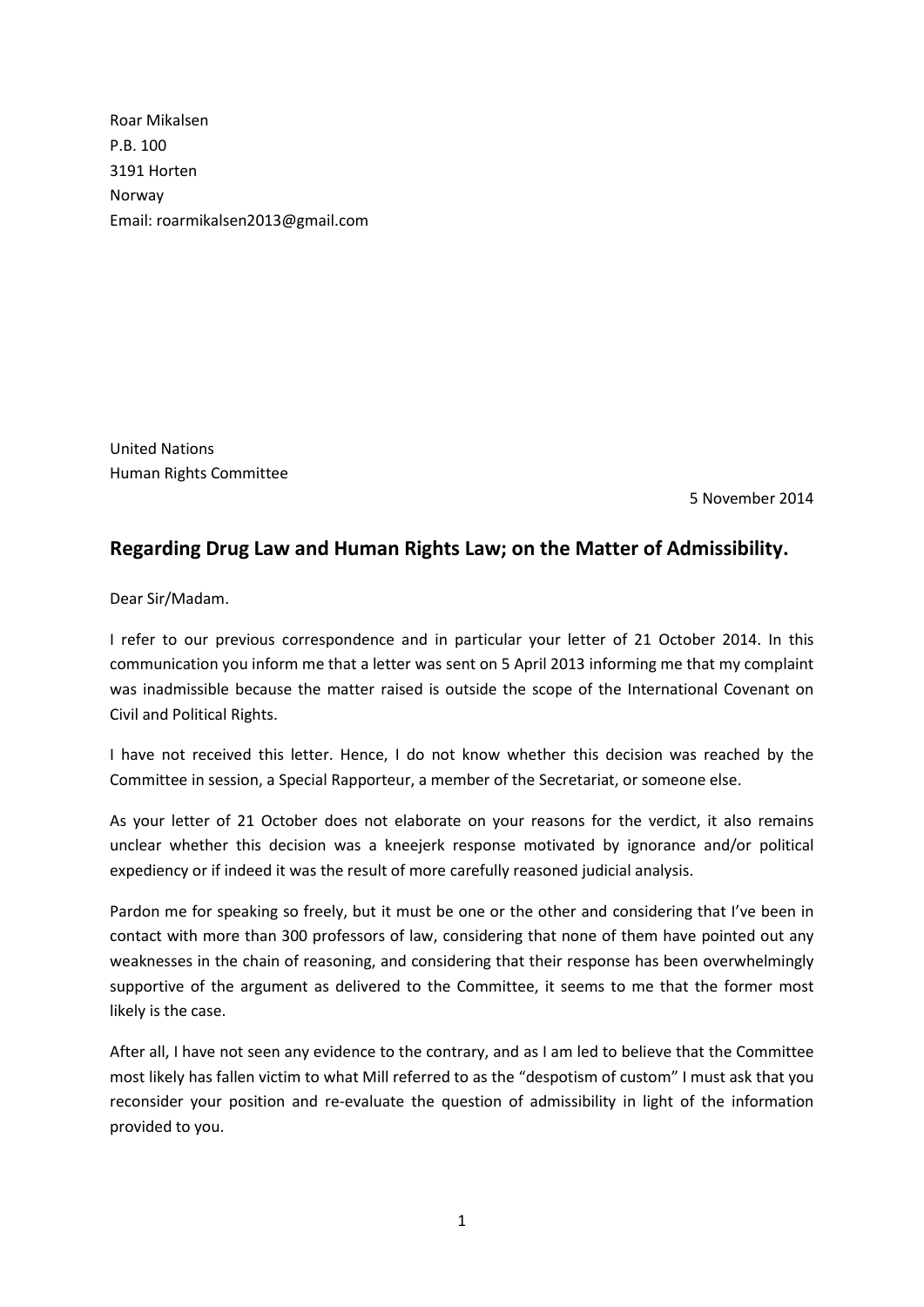Roar Mikalsen
P.B. 100
3191 Horten
Norway
Email: roarmikalsen2013@gmail.com

United Nations
Human Rights Committee

5 November 2014

## Regarding Drug Law and Human Rights Law; on the Matter of Admissibility.

Dear Sir/Madam.

I refer to our previous correspondence and in particular your letter of 21 October 2014. In this communication you inform me that a letter was sent on 5 April 2013 informing me that my complaint was inadmissible because the matter raised is outside the scope of the International Covenant on Civil and Political Rights.

I have not received this letter. Hence, I do not know whether this decision was reached by the Committee in session, a Special Rapporteur, a member of the Secretariat, or someone else.

As your letter of 21 October does not elaborate on your reasons for the verdict, it also remains unclear whether this decision was a kneejerk response motivated by ignorance and/or political expediency or if indeed it was the result of more carefully reasoned judicial analysis.

Pardon me for speaking so freely, but it must be one or the other and considering that I've been in contact with more than 300 professors of law, considering that none of them have pointed out any weaknesses in the chain of reasoning, and considering that their response has been overwhelmingly supportive of the argument as delivered to the Committee, it seems to me that the former most likely is the case.

After all, I have not seen any evidence to the contrary, and as I am led to believe that the Committee most likely has fallen victim to what Mill referred to as the "despotism of custom" I must ask that you reconsider your position and re-evaluate the question of admissibility in light of the information provided to you.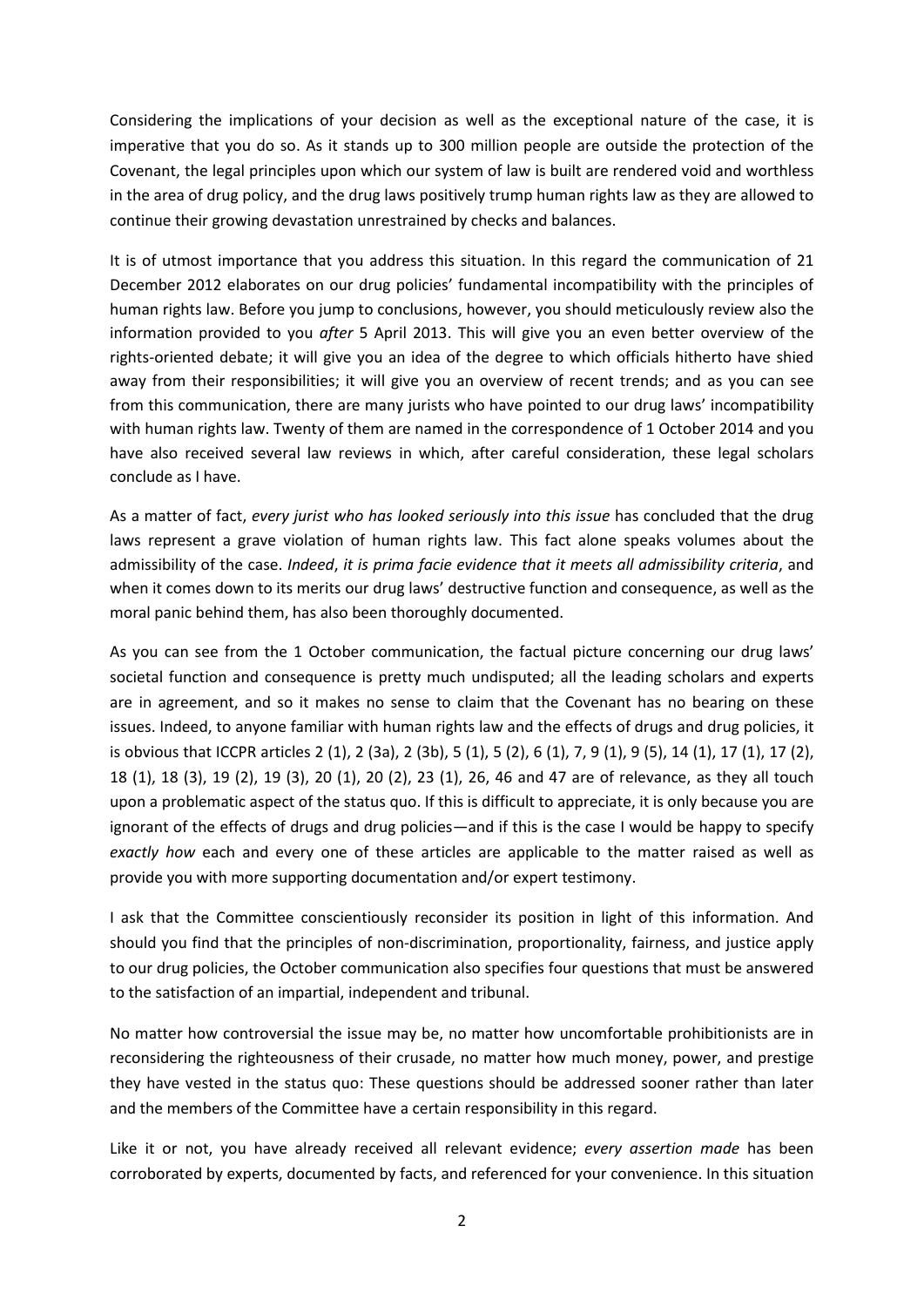Considering the implications of your decision as well as the exceptional nature of the case, it is imperative that you do so. As it stands up to 300 million people are outside the protection of the Covenant, the legal principles upon which our system of law is built are rendered void and worthless in the area of drug policy, and the drug laws positively trump human rights law as they are allowed to continue their growing devastation unrestrained by checks and balances.

It is of utmost importance that you address this situation. In this regard the communication of 21 December 2012 elaborates on our drug policies' fundamental incompatibility with the principles of human rights law. Before you jump to conclusions, however, you should meticulously review also the information provided to you *after* 5 April 2013. This will give you an even better overview of the rights-oriented debate; it will give you an idea of the degree to which officials hitherto have shied away from their responsibilities; it will give you an overview of recent trends; and as you can see from this communication, there are many jurists who have pointed to our drug laws' incompatibility with human rights law. Twenty of them are named in the correspondence of 1 October 2014 and you have also received several law reviews in which, after careful consideration, these legal scholars conclude as I have.

As a matter of fact, *every jurist who has looked seriously into this issue* has concluded that the drug laws represent a grave violation of human rights law. This fact alone speaks volumes about the admissibility of the case. *Indeed*, *it is prima facie evidence that it meets all admissibility criteria*, and when it comes down to its merits our drug laws' destructive function and consequence, as well as the moral panic behind them, has also been thoroughly documented.

As you can see from the 1 October communication, the factual picture concerning our drug laws' societal function and consequence is pretty much undisputed; all the leading scholars and experts are in agreement, and so it makes no sense to claim that the Covenant has no bearing on these issues. Indeed, to anyone familiar with human rights law and the effects of drugs and drug policies, it is obvious that ICCPR articles 2 (1), 2 (3a), 2 (3b), 5 (1), 5 (2), 6 (1), 7, 9 (1), 9 (5), 14 (1), 17 (1), 17 (2), 18 (1), 18 (3), 19 (2), 19 (3), 20 (1), 20 (2), 23 (1), 26, 46 and 47 are of relevance, as they all touch upon a problematic aspect of the status quo. If this is difficult to appreciate, it is only because you are ignorant of the effects of drugs and drug policies—and if this is the case I would be happy to specify *exactly how* each and every one of these articles are applicable to the matter raised as well as provide you with more supporting documentation and/or expert testimony.

I ask that the Committee conscientiously reconsider its position in light of this information. And should you find that the principles of non-discrimination, proportionality, fairness, and justice apply to our drug policies, the October communication also specifies four questions that must be answered to the satisfaction of an impartial, independent and tribunal.

No matter how controversial the issue may be, no matter how uncomfortable prohibitionists are in reconsidering the righteousness of their crusade, no matter how much money, power, and prestige they have vested in the status quo: These questions should be addressed sooner rather than later and the members of the Committee have a certain responsibility in this regard.

Like it or not, you have already received all relevant evidence; *every assertion made* has been corroborated by experts, documented by facts, and referenced for your convenience. In this situation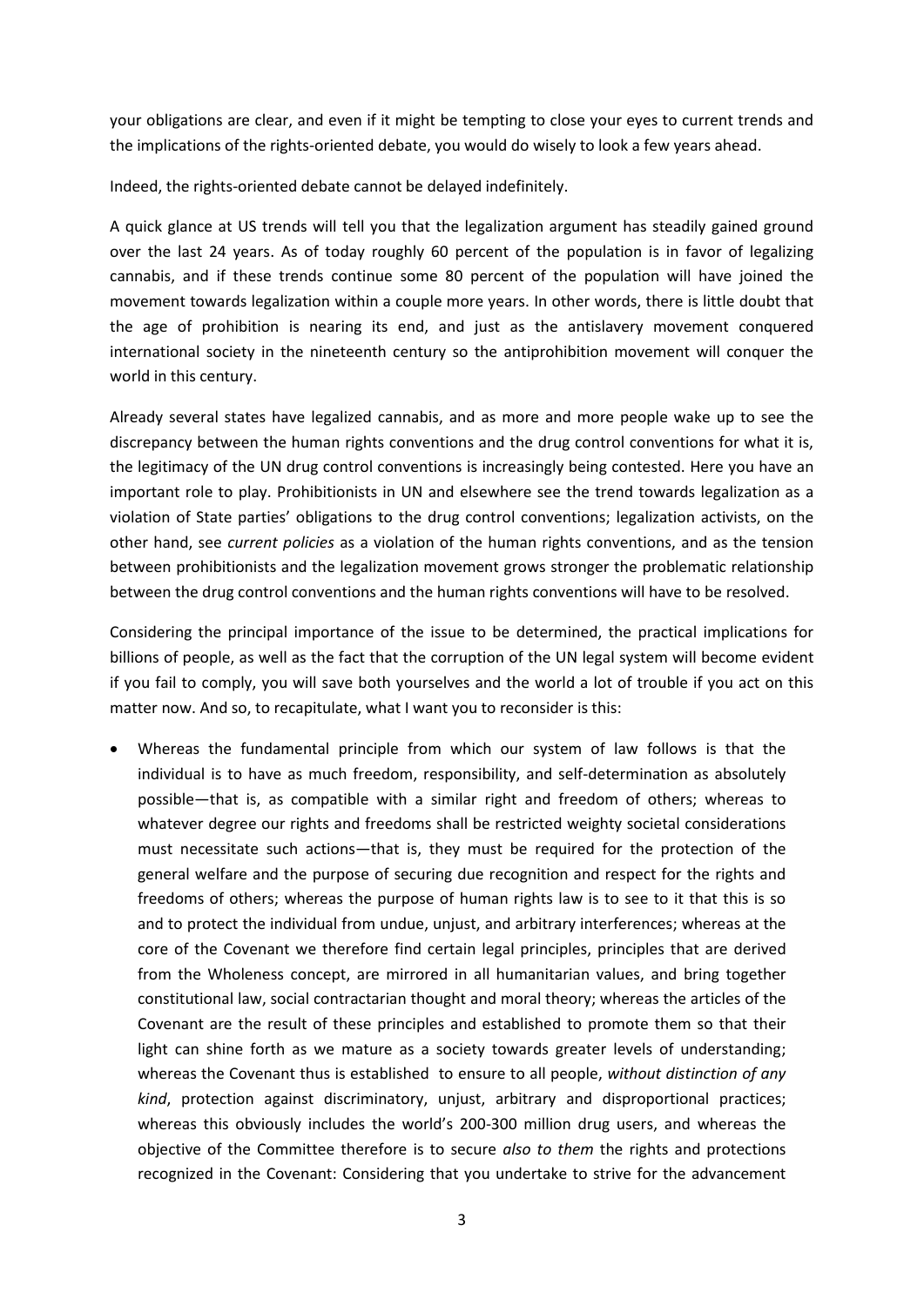your obligations are clear, and even if it might be tempting to close your eyes to current trends and the implications of the rights-oriented debate, you would do wisely to look a few years ahead.

Indeed, the rights-oriented debate cannot be delayed indefinitely.

A quick glance at US trends will tell you that the legalization argument has steadily gained ground over the last 24 years. As of today roughly 60 percent of the population is in favor of legalizing cannabis, and if these trends continue some 80 percent of the population will have joined the movement towards legalization within a couple more years. In other words, there is little doubt that the age of prohibition is nearing its end, and just as the antislavery movement conquered international society in the nineteenth century so the antiprohibition movement will conquer the world in this century.

Already several states have legalized cannabis, and as more and more people wake up to see the discrepancy between the human rights conventions and the drug control conventions for what it is, the legitimacy of the UN drug control conventions is increasingly being contested. Here you have an important role to play. Prohibitionists in UN and elsewhere see the trend towards legalization as a violation of State parties' obligations to the drug control conventions; legalization activists, on the other hand, see *current policies* as a violation of the human rights conventions, and as the tension between prohibitionists and the legalization movement grows stronger the problematic relationship between the drug control conventions and the human rights conventions will have to be resolved.

Considering the principal importance of the issue to be determined, the practical implications for billions of people, as well as the fact that the corruption of the UN legal system will become evident if you fail to comply, you will save both yourselves and the world a lot of trouble if you act on this matter now. And so, to recapitulate, what I want you to reconsider is this:

- Whereas the fundamental principle from which our system of law follows is that the individual is to have as much freedom, responsibility, and self-determination as absolutely possible—that is, as compatible with a similar right and freedom of others; whereas to whatever degree our rights and freedoms shall be restricted weighty societal considerations must necessitate such actions—that is, they must be required for the protection of the general welfare and the purpose of securing due recognition and respect for the rights and freedoms of others; whereas the purpose of human rights law is to see to it that this is so and to protect the individual from undue, unjust, and arbitrary interferences; whereas at the core of the Covenant we therefore find certain legal principles, principles that are derived from the Wholeness concept, are mirrored in all humanitarian values, and bring together constitutional law, social contractarian thought and moral theory; whereas the articles of the Covenant are the result of these principles and established to promote them so that their light can shine forth as we mature as a society towards greater levels of understanding; whereas the Covenant thus is established to ensure to all people, *without distinction of any kind*, protection against discriminatory, unjust, arbitrary and disproportional practices; whereas this obviously includes the world's 200-300 million drug users, and whereas the objective of the Committee therefore is to secure *also to them* the rights and protections recognized in the Covenant: Considering that you undertake to strive for the advancement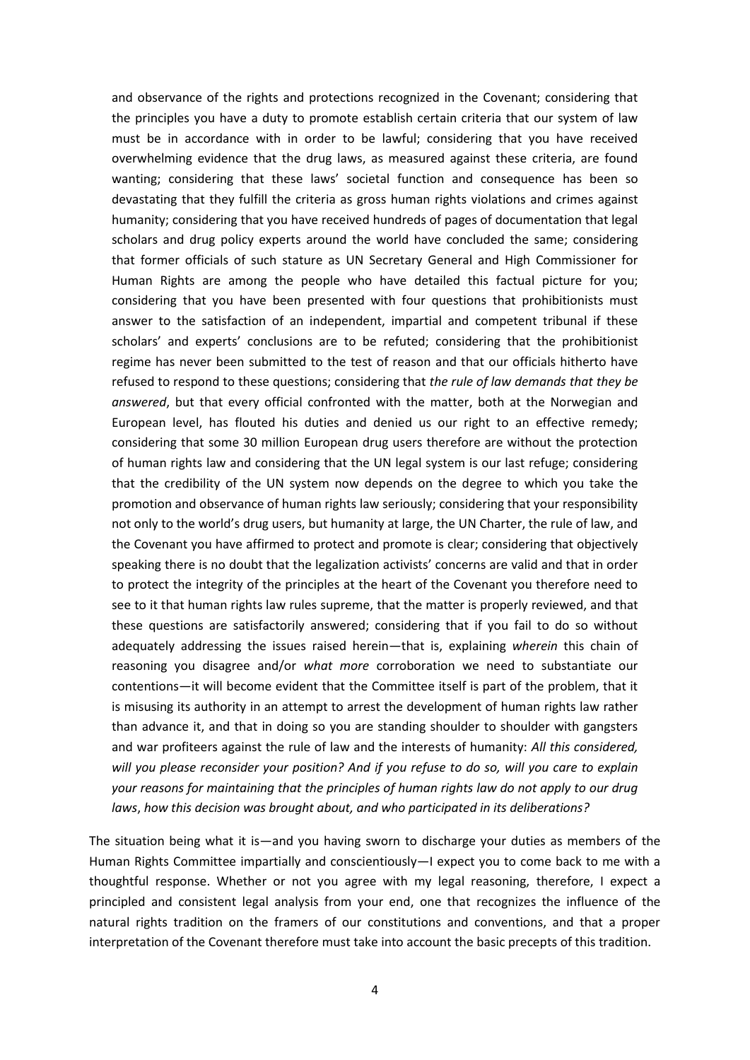and observance of the rights and protections recognized in the Covenant; considering that the principles you have a duty to promote establish certain criteria that our system of law must be in accordance with in order to be lawful; considering that you have received overwhelming evidence that the drug laws, as measured against these criteria, are found wanting; considering that these laws' societal function and consequence has been so devastating that they fulfill the criteria as gross human rights violations and crimes against humanity; considering that you have received hundreds of pages of documentation that legal scholars and drug policy experts around the world have concluded the same; considering that former officials of such stature as UN Secretary General and High Commissioner for Human Rights are among the people who have detailed this factual picture for you; considering that you have been presented with four questions that prohibitionists must answer to the satisfaction of an independent, impartial and competent tribunal if these scholars' and experts' conclusions are to be refuted; considering that the prohibitionist regime has never been submitted to the test of reason and that our officials hitherto have refused to respond to these questions; considering that *the rule of law demands that they be answered*, but that every official confronted with the matter, both at the Norwegian and European level, has flouted his duties and denied us our right to an effective remedy; considering that some 30 million European drug users therefore are without the protection of human rights law and considering that the UN legal system is our last refuge; considering that the credibility of the UN system now depends on the degree to which you take the promotion and observance of human rights law seriously; considering that your responsibility not only to the world's drug users, but humanity at large, the UN Charter, the rule of law, and the Covenant you have affirmed to protect and promote is clear; considering that objectively speaking there is no doubt that the legalization activists' concerns are valid and that in order to protect the integrity of the principles at the heart of the Covenant you therefore need to see to it that human rights law rules supreme, that the matter is properly reviewed, and that these questions are satisfactorily answered; considering that if you fail to do so without adequately addressing the issues raised herein—that is, explaining *wherein* this chain of reasoning you disagree and/or *what more* corroboration we need to substantiate our contentions—it will become evident that the Committee itself is part of the problem, that it is misusing its authority in an attempt to arrest the development of human rights law rather than advance it, and that in doing so you are standing shoulder to shoulder with gangsters and war profiteers against the rule of law and the interests of humanity: *All this considered, will you please reconsider your position? And if you refuse to do so, will you care to explain your reasons for maintaining that the principles of human rights law do not apply to our drug laws*, *how this decision was brought about, and who participated in its deliberations?*

The situation being what it is—and you having sworn to discharge your duties as members of the Human Rights Committee impartially and conscientiously—I expect you to come back to me with a thoughtful response. Whether or not you agree with my legal reasoning, therefore, I expect a principled and consistent legal analysis from your end, one that recognizes the influence of the natural rights tradition on the framers of our constitutions and conventions, and that a proper interpretation of the Covenant therefore must take into account the basic precepts of this tradition.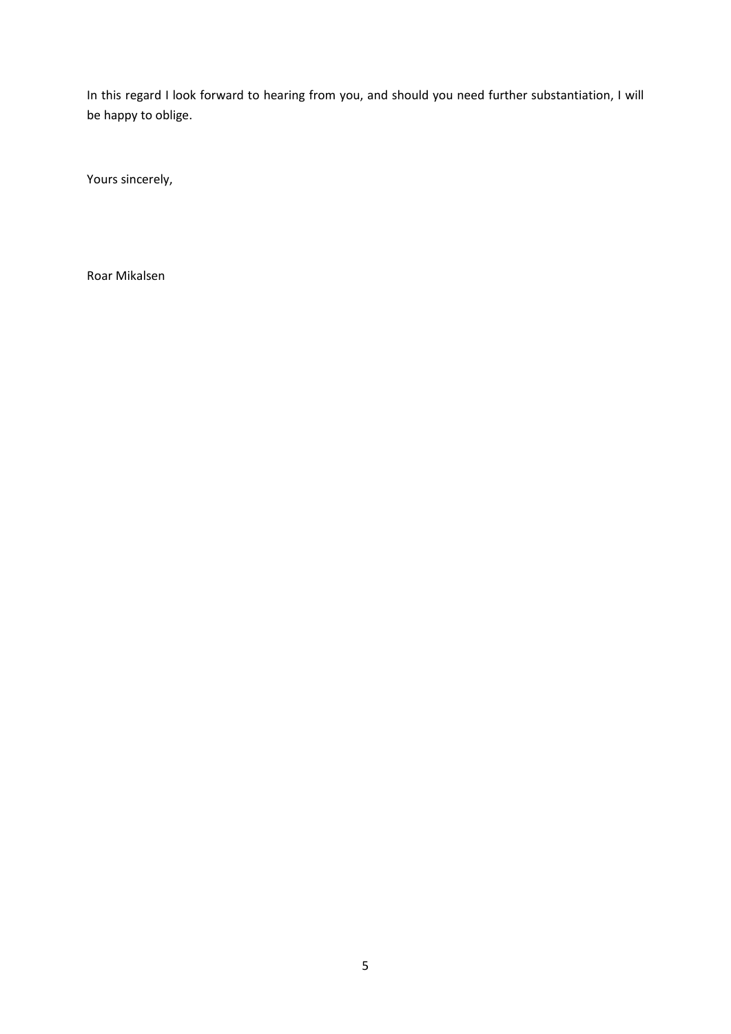In this regard I look forward to hearing from you, and should you need further substantiation, I will be happy to oblige.

Yours sincerely,

Roar Mikalsen